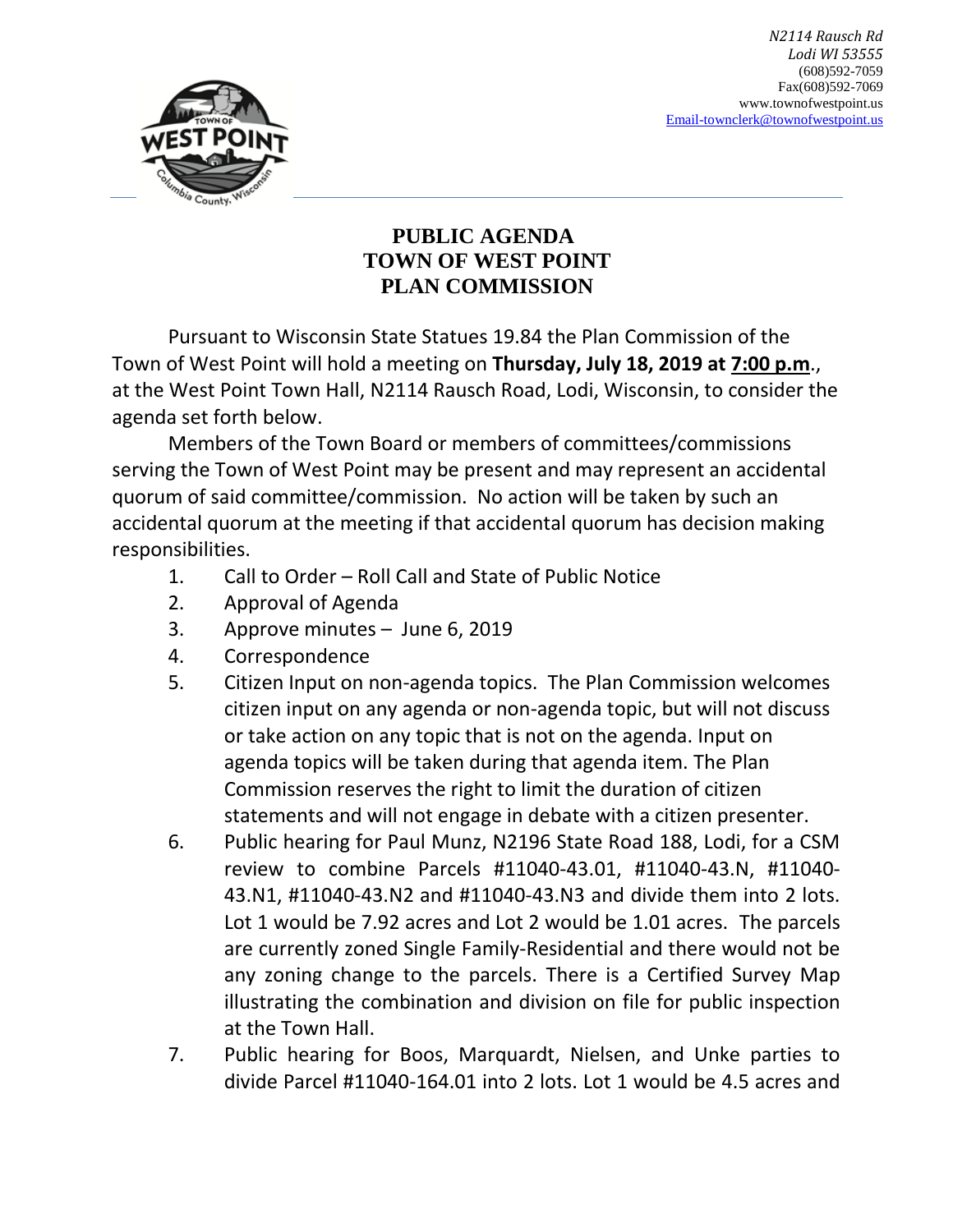N2114 Rausch Rd
Lodi WI 53555
(608)592-7059
Fax(608)592-7069
www.townofwestpoint.us
Email-townclerk@townofwestpoint.us

# PUBLIC AGENDA
# TOWN OF WEST POINT
# PLAN COMMISSION

Pursuant to Wisconsin State Statues 19.84 the Plan Commission of the Town of West Point will hold a meeting on **Thursday, July 18, 2019 at 7:00 p.m**., at the West Point Town Hall, N2114 Rausch Road, Lodi, Wisconsin, to consider the agenda set forth below.

Members of the Town Board or members of committees/commissions serving the Town of West Point may be present and may represent an accidental quorum of said committee/commission. No action will be taken by such an accidental quorum at the meeting if that accidental quorum has decision making responsibilities.

1. Call to Order – Roll Call and State of Public Notice
2. Approval of Agenda
3. Approve minutes – June 6, 2019
4. Correspondence
5. Citizen Input on non-agenda topics. The Plan Commission welcomes citizen input on any agenda or non-agenda topic, but will not discuss or take action on any topic that is not on the agenda. Input on agenda topics will be taken during that agenda item. The Plan Commission reserves the right to limit the duration of citizen statements and will not engage in debate with a citizen presenter.
6. Public hearing for Paul Munz, N2196 State Road 188, Lodi, for a CSM review to combine Parcels #11040-43.01, #11040-43.N, #11040-43.N1, #11040-43.N2 and #11040-43.N3 and divide them into 2 lots. Lot 1 would be 7.92 acres and Lot 2 would be 1.01 acres. The parcels are currently zoned Single Family-Residential and there would not be any zoning change to the parcels. There is a Certified Survey Map illustrating the combination and division on file for public inspection at the Town Hall.
7. Public hearing for Boos, Marquardt, Nielsen, and Unke parties to divide Parcel #11040-164.01 into 2 lots. Lot 1 would be 4.5 acres and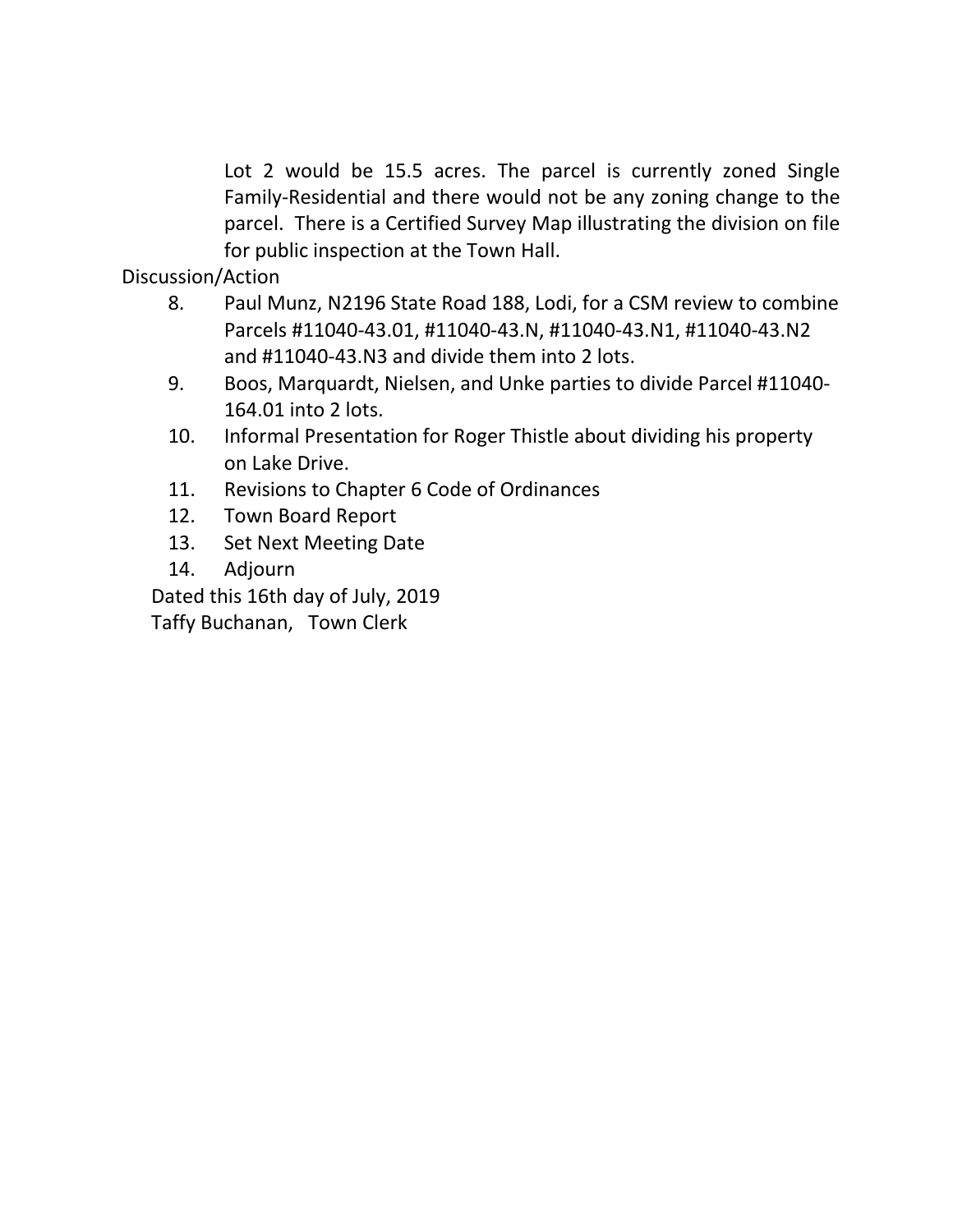Lot 2 would be 15.5 acres. The parcel is currently zoned Single Family-Residential and there would not be any zoning change to the parcel. There is a Certified Survey Map illustrating the division on file for public inspection at the Town Hall.

Discussion/Action

8. Paul Munz, N2196 State Road 188, Lodi, for a CSM review to combine Parcels #11040-43.01, #11040-43.N, #11040-43.N1, #11040-43.N2 and #11040-43.N3 and divide them into 2 lots.
9. Boos, Marquardt, Nielsen, and Unke parties to divide Parcel #11040-164.01 into 2 lots.
10. Informal Presentation for Roger Thistle about dividing his property on Lake Drive.
11. Revisions to Chapter 6 Code of Ordinances
12. Town Board Report
13. Set Next Meeting Date
14. Adjourn

Dated this 16th day of July, 2019

Taffy Buchanan, Town Clerk